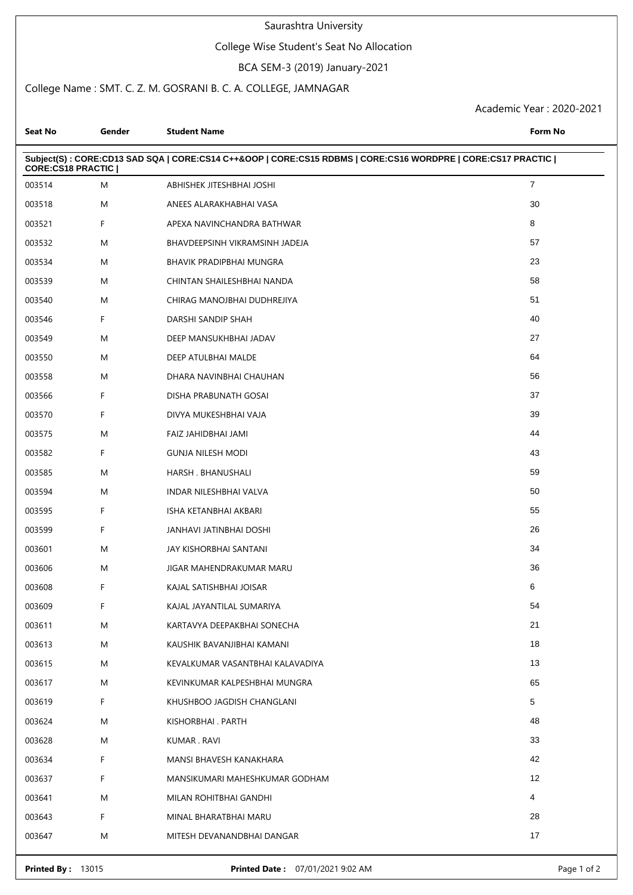Saurashtra University

College Wise Student's Seat No Allocation

BCA SEM-3 (2019) January-2021

College Name : SMT. C. Z. M. GOSRANI B. C. A. COLLEGE, JAMNAGAR

Academic Year : 2020-2021

**Subject(S) : CORE:CD13 SAD SQA | CORE:CS14 C++&OOP | CORE:CS15 RDBMS | CORE:CS16 WORDPRE | CORE:CS17 PRACTIC | CORE:CS18 PRACTIC |**

| Seat No | Gender | Student Name | Form No |
|---|---|---|---|
| 003514 | M | ABHISHEK JITESHBHAI JOSHI | 7 |
| 003518 | M | ANEES ALARAKHABHAI VASA | 30 |
| 003521 | F | APEXA NAVINCHANDRA BATHWAR | 8 |
| 003532 | M | BHAVDEEPSINH VIKRAMSINH JADEJA | 57 |
| 003534 | M | BHAVIK PRADIPBHAI MUNGRA | 23 |
| 003539 | M | CHINTAN SHAILESHBHAI NANDA | 58 |
| 003540 | M | CHIRAG MANOJBHAI DUDHREJIYA | 51 |
| 003546 | F | DARSHI SANDIP SHAH | 40 |
| 003549 | M | DEEP MANSUKHBHAI JADAV | 27 |
| 003550 | M | DEEP ATULBHAI MALDE | 64 |
| 003558 | M | DHARA NAVINBHAI CHAUHAN | 56 |
| 003566 | F | DISHA PRABUNATH GOSAI | 37 |
| 003570 | F | DIVYA MUKESHBHAI VAJA | 39 |
| 003575 | M | FAIZ JAHIDBHAI JAMI | 44 |
| 003582 | F | GUNJA NILESH MODI | 43 |
| 003585 | M | HARSH . BHANUSHALI | 59 |
| 003594 | M | INDAR NILESHBHAI VALVA | 50 |
| 003595 | F | ISHA KETANBHAI AKBARI | 55 |
| 003599 | F | JANHAVI JATINBHAI DOSHI | 26 |
| 003601 | M | JAY KISHORBHAI SANTANI | 34 |
| 003606 | M | JIGAR MAHENDRAKUMAR MARU | 36 |
| 003608 | F | KAJAL SATISHBHAI JOISAR | 6 |
| 003609 | F | KAJAL JAYANTILAL SUMARIYA | 54 |
| 003611 | M | KARTAVYA DEEPAKBHAI SONECHA | 21 |
| 003613 | M | KAUSHIK BAVANJIBHAI KAMANI | 18 |
| 003615 | M | KEVALKUMAR VASANTBHAI KALAVADIYA | 13 |
| 003617 | M | KEVINKUMAR KALPESHBHAI MUNGRA | 65 |
| 003619 | F | KHUSHBOO JAGDISH CHANGLANI | 5 |
| 003624 | M | KISHORBHAI . PARTH | 48 |
| 003628 | M | KUMAR . RAVI | 33 |
| 003634 | F | MANSI BHAVESH KANAKHARA | 42 |
| 003637 | F | MANSIKUMARI MAHESHKUMAR GODHAM | 12 |
| 003641 | M | MILAN ROHITBHAI GANDHI | 4 |
| 003643 | F | MINAL BHARATBHAI MARU | 28 |
| 003647 | M | MITESH DEVANANDBHAI DANGAR | 17 |

**Printed By :** 13015 **Printed Date :** 07/01/2021 9:02 AM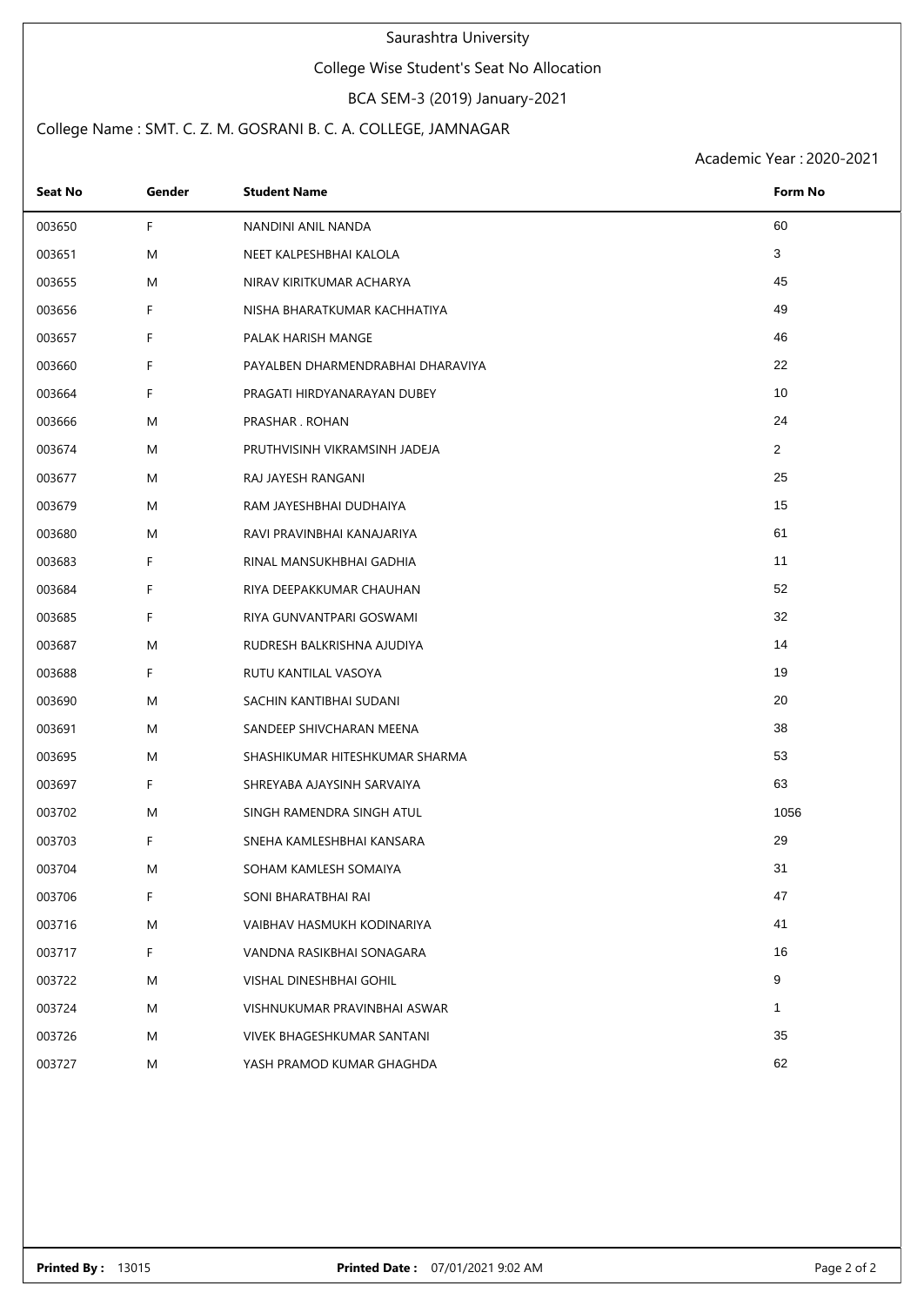Saurashtra University

College Wise Student's Seat No Allocation

BCA SEM-3 (2019) January-2021

College Name : SMT. C. Z. M. GOSRANI B. C. A. COLLEGE, JAMNAGAR

Academic Year : 2020-2021

| Seat No | Gender | Student Name | Form No |
|---|---|---|---|
| 003650 | F | NANDINI ANIL NANDA | 60 |
| 003651 | M | NEET KALPESHBHAI KALOLA | 3 |
| 003655 | M | NIRAV KIRITKUMAR ACHARYA | 45 |
| 003656 | F | NISHA BHARATKUMAR KACHHATIYA | 49 |
| 003657 | F | PALAK HARISH MANGE | 46 |
| 003660 | F | PAYALBEN DHARMENDRABHAI DHARAVIYA | 22 |
| 003664 | F | PRAGATI HIRDYANARAYAN DUBEY | 10 |
| 003666 | M | PRASHAR . ROHAN | 24 |
| 003674 | M | PRUTHVISINH VIKRAMSINH JADEJA | 2 |
| 003677 | M | RAJ JAYESH RANGANI | 25 |
| 003679 | M | RAM JAYESHBHAI DUDHAIYA | 15 |
| 003680 | M | RAVI PRAVINBHAI KANAJARIYA | 61 |
| 003683 | F | RINAL MANSUKHBHAI GADHIA | 11 |
| 003684 | F | RIYA DEEPAKKUMAR CHAUHAN | 52 |
| 003685 | F | RIYA GUNVANTPARI GOSWAMI | 32 |
| 003687 | M | RUDRESH BALKRISHNA AJUDIYA | 14 |
| 003688 | F | RUTU KANTILAL VASOYA | 19 |
| 003690 | M | SACHIN KANTIBHAI SUDANI | 20 |
| 003691 | M | SANDEEP SHIVCHARAN MEENA | 38 |
| 003695 | M | SHASHIKUMAR HITESHKUMAR SHARMA | 53 |
| 003697 | F | SHREYABA AJAYSINH SARVAIYA | 63 |
| 003702 | M | SINGH RAMENDRA SINGH ATUL | 1056 |
| 003703 | F | SNEHA KAMLESHBHAI KANSARA | 29 |
| 003704 | M | SOHAM KAMLESH SOMAIYA | 31 |
| 003706 | F | SONI BHARATBHAI RAI | 47 |
| 003716 | M | VAIBHAV HASMUKH KODINARIYA | 41 |
| 003717 | F | VANDNA RASIKBHAI SONAGARA | 16 |
| 003722 | M | VISHAL DINESHBHAI GOHIL | 9 |
| 003724 | M | VISHNUKUMAR PRAVINBHAI ASWAR | 1 |
| 003726 | M | VIVEK BHAGESHKUMAR SANTANI | 35 |
| 003727 | M | YASH PRAMOD KUMAR GHAGHDA | 62 |

**Printed By :** 13015 **Printed Date :** 07/01/2021 9:02 AM